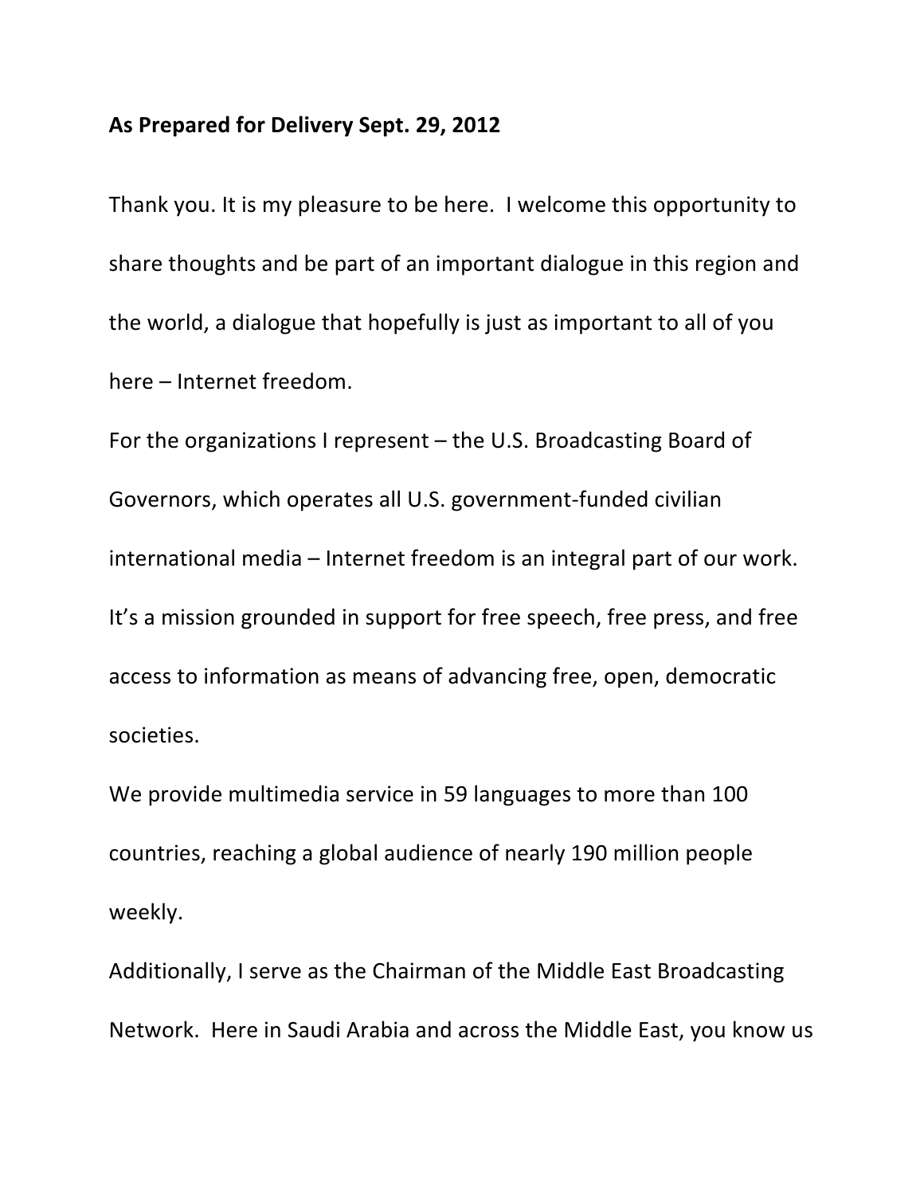**As Prepared for Delivery Sept. 29, 2012**

Thank you. It is my pleasure to be here. I welcome this opportunity to share thoughts and be part of an important dialogue in this region and the world, a dialogue that hopefully is just as important to all of you here – Internet freedom.

For the organizations I represent – the U.S. Broadcasting Board of Governors, which operates all U.S. government-funded civilian international media – Internet freedom is an integral part of our work. It's a mission grounded in support for free speech, free press, and free access to information as means of advancing free, open, democratic societies.

We provide multimedia service in 59 languages to more than 100 countries, reaching a global audience of nearly 190 million people weekly.

Additionally, I serve as the Chairman of the Middle East Broadcasting Network. Here in Saudi Arabia and across the Middle East, you know us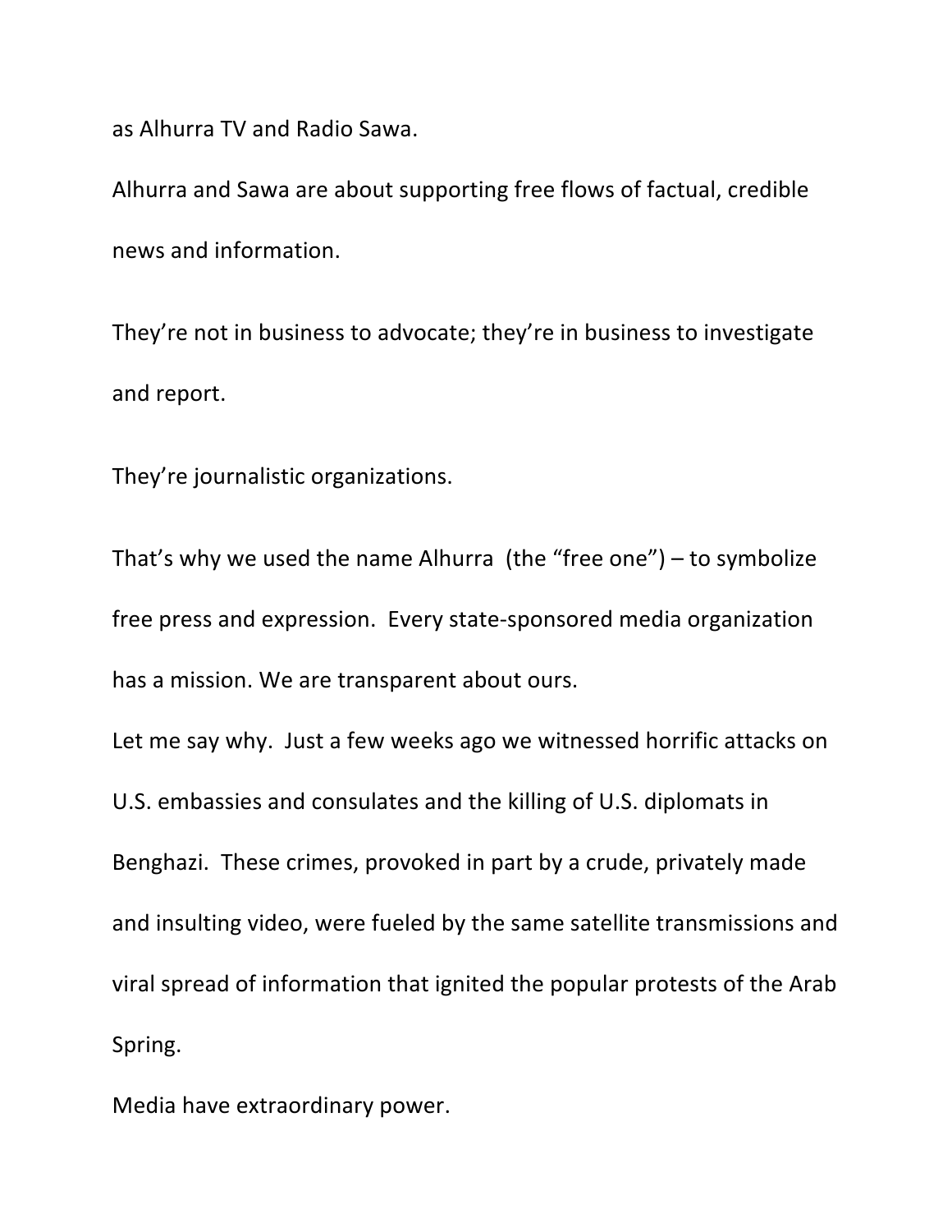as Alhurra TV and Radio Sawa.

Alhurra and Sawa are about supporting free flows of factual, credible news and information.

They're not in business to advocate; they're in business to investigate and report.

They're journalistic organizations.

That's why we used the name Alhurra (the "free one") – to symbolize free press and expression. Every state-sponsored media organization has a mission. We are transparent about ours.

Let me say why. Just a few weeks ago we witnessed horrific attacks on U.S. embassies and consulates and the killing of U.S. diplomats in Benghazi. These crimes, provoked in part by a crude, privately made and insulting video, were fueled by the same satellite transmissions and viral spread of information that ignited the popular protests of the Arab Spring.

Media have extraordinary power.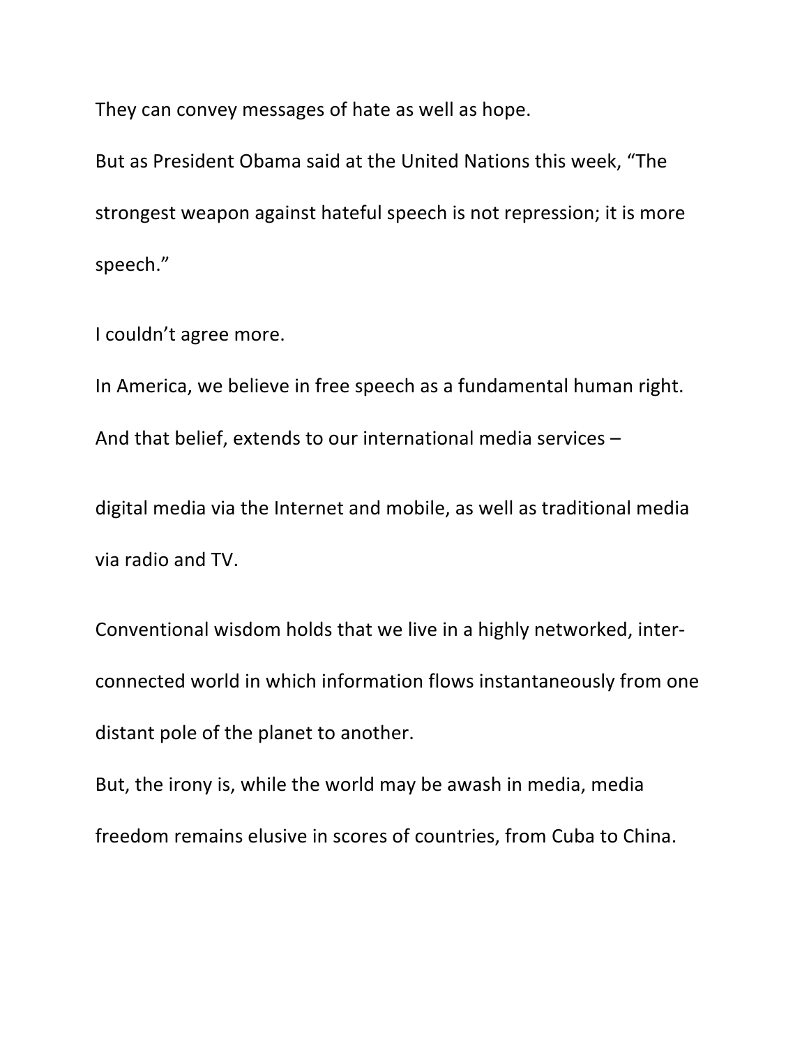They can convey messages of hate as well as hope.

But as President Obama said at the United Nations this week, "The strongest weapon against hateful speech is not repression; it is more speech."

I couldn't agree more.

In America, we believe in free speech as a fundamental human right.

And that belief, extends to our international media services –

digital media via the Internet and mobile, as well as traditional media via radio and TV.

Conventional wisdom holds that we live in a highly networked, inter-connected world in which information flows instantaneously from one distant pole of the planet to another.

But, the irony is, while the world may be awash in media, media freedom remains elusive in scores of countries, from Cuba to China.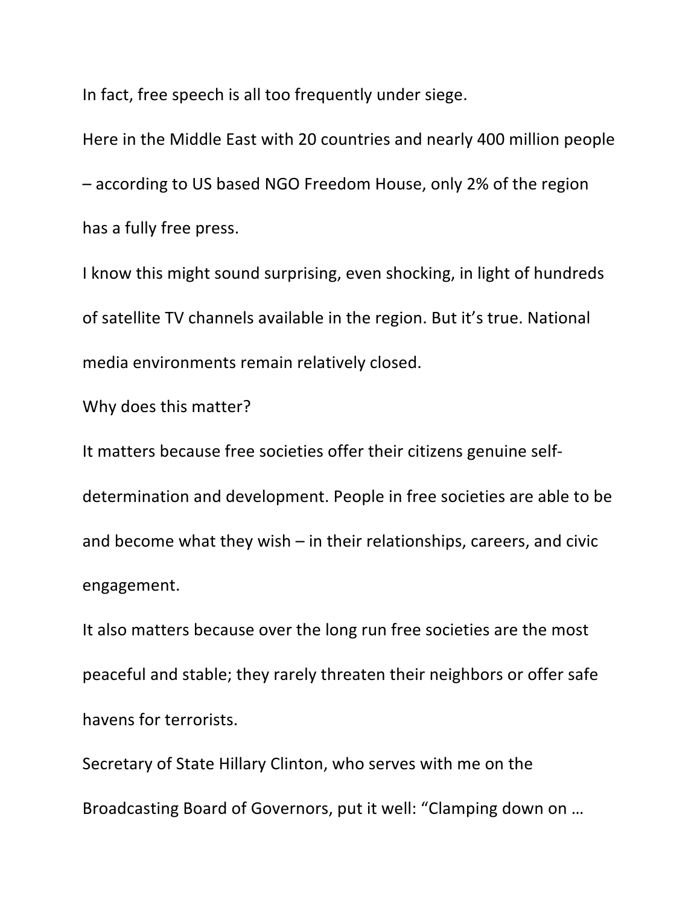In fact, free speech is all too frequently under siege.

Here in the Middle East with 20 countries and nearly 400 million people – according to US based NGO Freedom House, only 2% of the region has a fully free press.

I know this might sound surprising, even shocking, in light of hundreds of satellite TV channels available in the region. But it's true. National media environments remain relatively closed.

Why does this matter?

It matters because free societies offer their citizens genuine self-determination and development. People in free societies are able to be and become what they wish – in their relationships, careers, and civic engagement.

It also matters because over the long run free societies are the most peaceful and stable; they rarely threaten their neighbors or offer safe havens for terrorists.

Secretary of State Hillary Clinton, who serves with me on the Broadcasting Board of Governors, put it well: "Clamping down on …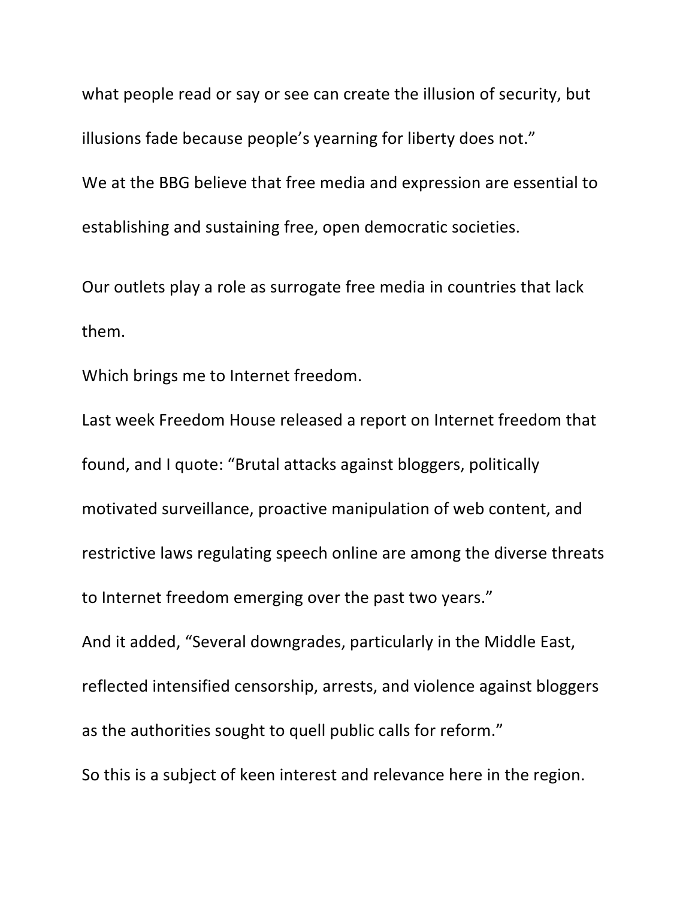what people read or say or see can create the illusion of security, but illusions fade because people's yearning for liberty does not."

We at the BBG believe that free media and expression are essential to establishing and sustaining free, open democratic societies.

Our outlets play a role as surrogate free media in countries that lack them.

Which brings me to Internet freedom.

Last week Freedom House released a report on Internet freedom that found, and I quote: "Brutal attacks against bloggers, politically motivated surveillance, proactive manipulation of web content, and restrictive laws regulating speech online are among the diverse threats to Internet freedom emerging over the past two years."

And it added, "Several downgrades, particularly in the Middle East, reflected intensified censorship, arrests, and violence against bloggers as the authorities sought to quell public calls for reform."

So this is a subject of keen interest and relevance here in the region.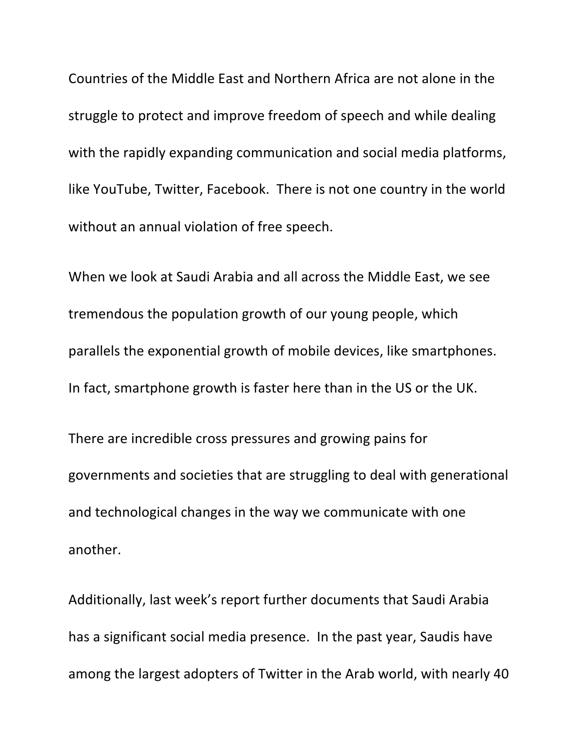Countries of the Middle East and Northern Africa are not alone in the struggle to protect and improve freedom of speech and while dealing with the rapidly expanding communication and social media platforms, like YouTube, Twitter, Facebook.  There is not one country in the world without an annual violation of free speech.

When we look at Saudi Arabia and all across the Middle East, we see tremendous the population growth of our young people, which parallels the exponential growth of mobile devices, like smartphones. In fact, smartphone growth is faster here than in the US or the UK.

There are incredible cross pressures and growing pains for governments and societies that are struggling to deal with generational and technological changes in the way we communicate with one another.

Additionally, last week's report further documents that Saudi Arabia has a significant social media presence.  In the past year, Saudis have among the largest adopters of Twitter in the Arab world, with nearly 40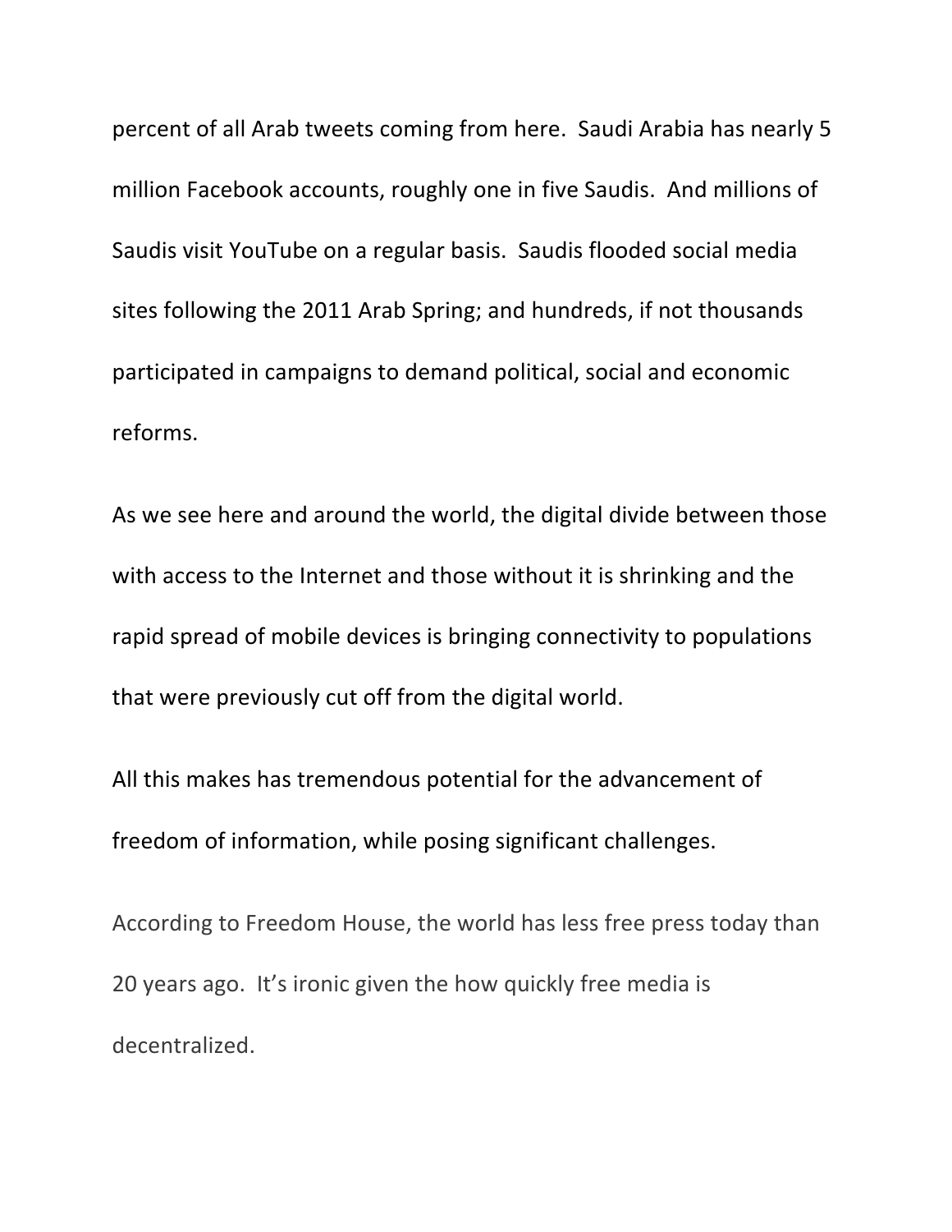percent of all Arab tweets coming from here. Saudi Arabia has nearly 5 million Facebook accounts, roughly one in five Saudis. And millions of Saudis visit YouTube on a regular basis. Saudis flooded social media sites following the 2011 Arab Spring; and hundreds, if not thousands participated in campaigns to demand political, social and economic reforms.

As we see here and around the world, the digital divide between those with access to the Internet and those without it is shrinking and the rapid spread of mobile devices is bringing connectivity to populations that were previously cut off from the digital world.

All this makes has tremendous potential for the advancement of freedom of information, while posing significant challenges.

According to Freedom House, the world has less free press today than 20 years ago. It's ironic given the how quickly free media is decentralized.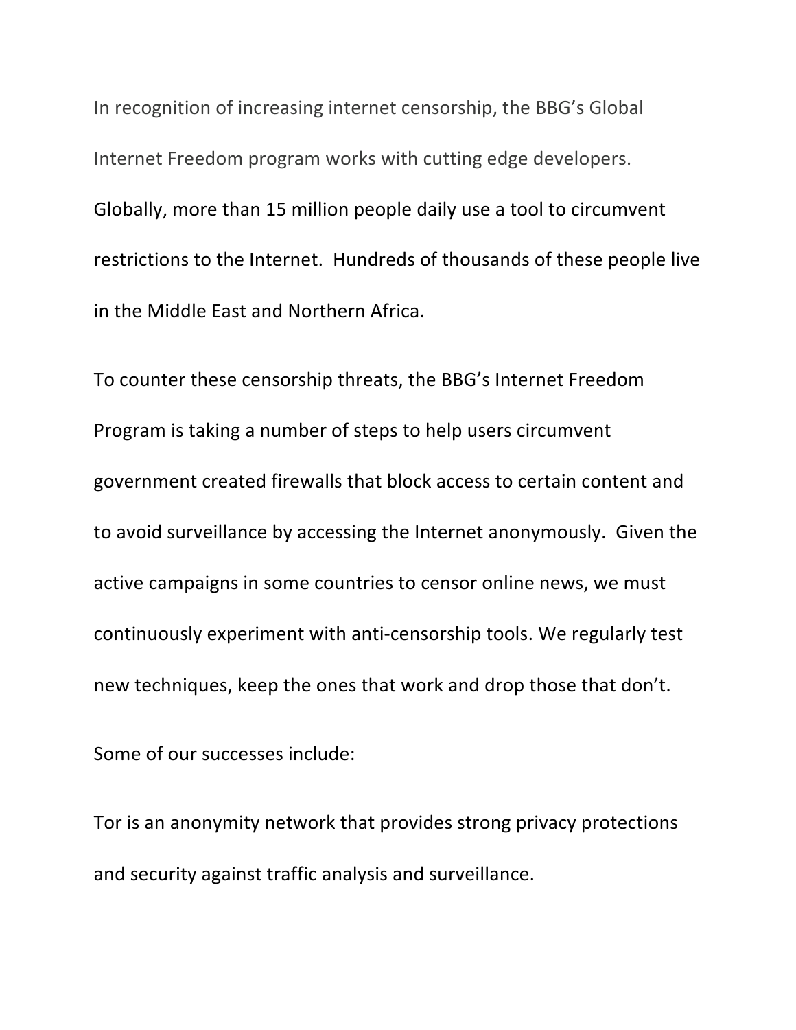In recognition of increasing internet censorship, the BBG's Global Internet Freedom program works with cutting edge developers. Globally, more than 15 million people daily use a tool to circumvent restrictions to the Internet. Hundreds of thousands of these people live in the Middle East and Northern Africa.

To counter these censorship threats, the BBG's Internet Freedom Program is taking a number of steps to help users circumvent government created firewalls that block access to certain content and to avoid surveillance by accessing the Internet anonymously. Given the active campaigns in some countries to censor online news, we must continuously experiment with anti-censorship tools. We regularly test new techniques, keep the ones that work and drop those that don't.

Some of our successes include:

Tor is an anonymity network that provides strong privacy protections and security against traffic analysis and surveillance.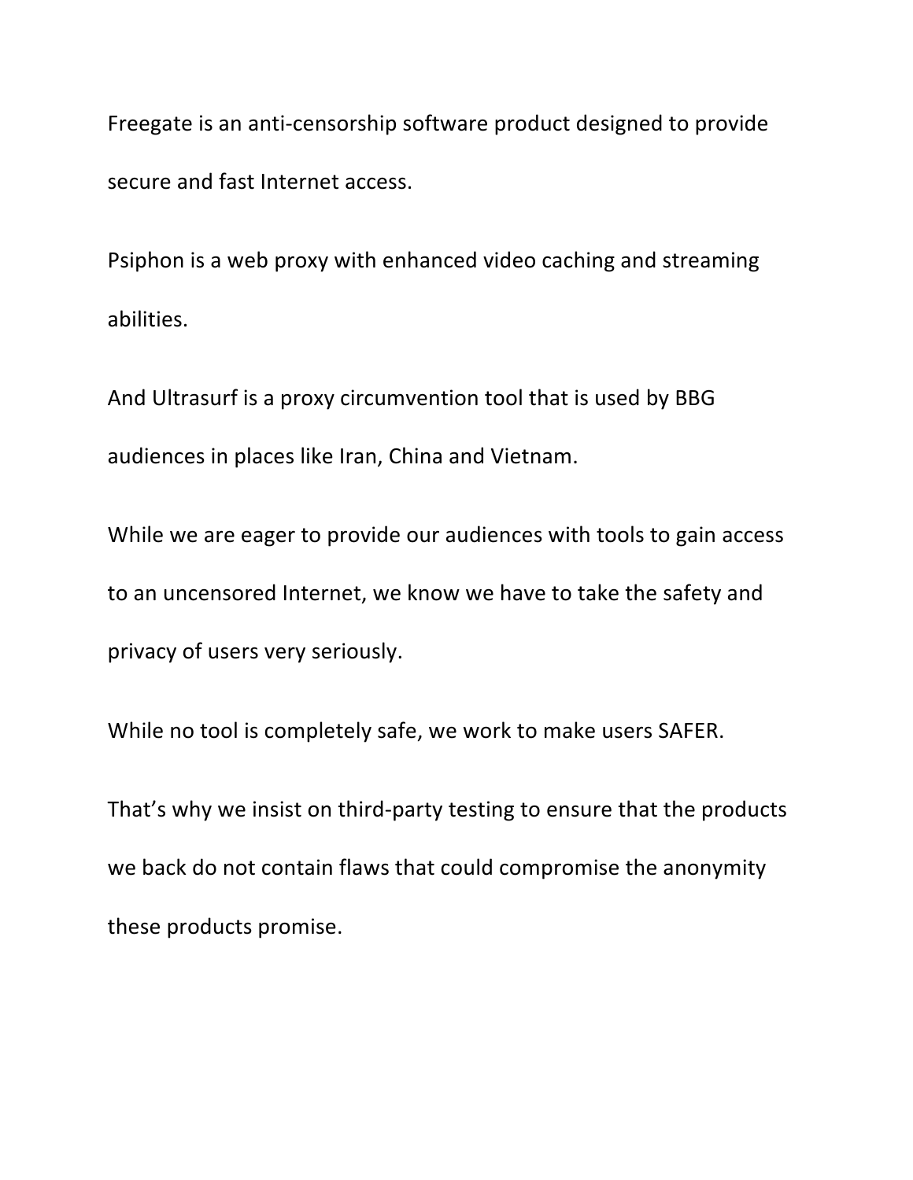Freegate is an anti-censorship software product designed to provide secure and fast Internet access.

Psiphon is a web proxy with enhanced video caching and streaming abilities.

And Ultrasurf is a proxy circumvention tool that is used by BBG audiences in places like Iran, China and Vietnam.

While we are eager to provide our audiences with tools to gain access to an uncensored Internet, we know we have to take the safety and privacy of users very seriously.

While no tool is completely safe, we work to make users SAFER.

That's why we insist on third-party testing to ensure that the products we back do not contain flaws that could compromise the anonymity these products promise.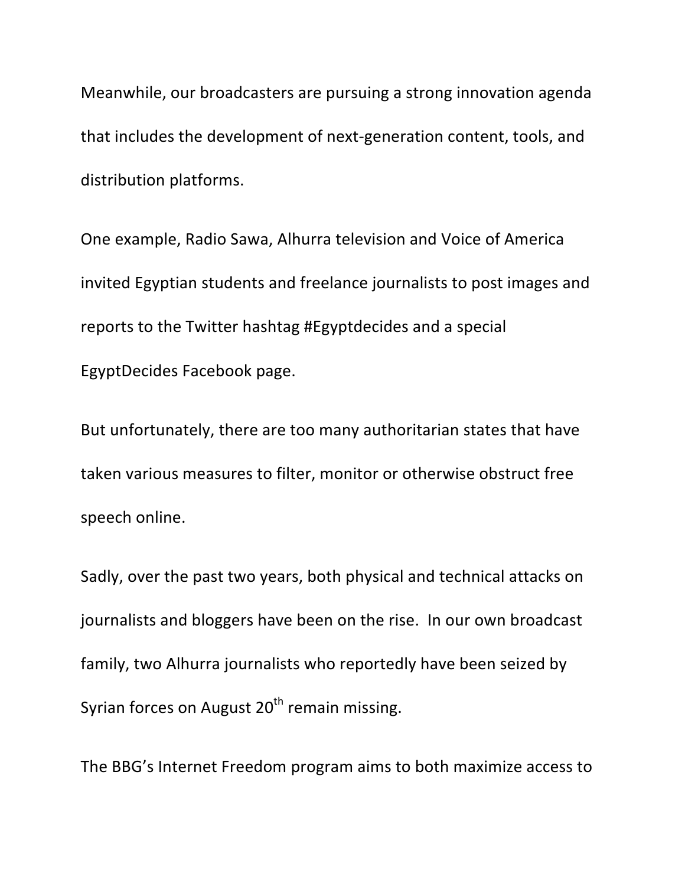Meanwhile, our broadcasters are pursuing a strong innovation agenda that includes the development of next-generation content, tools, and distribution platforms.

One example, Radio Sawa, Alhurra television and Voice of America invited Egyptian students and freelance journalists to post images and reports to the Twitter hashtag #Egyptdecides and a special EgyptDecides Facebook page.

But unfortunately, there are too many authoritarian states that have taken various measures to filter, monitor or otherwise obstruct free speech online.

Sadly, over the past two years, both physical and technical attacks on journalists and bloggers have been on the rise. In our own broadcast family, two Alhurra journalists who reportedly have been seized by Syrian forces on August 20th remain missing.

The BBG's Internet Freedom program aims to both maximize access to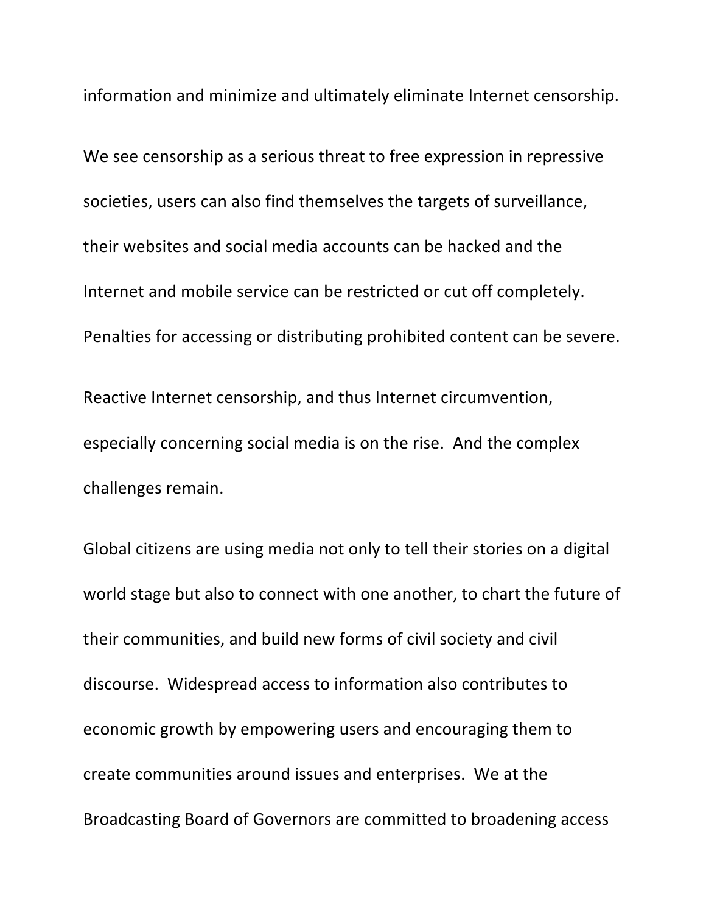information and minimize and ultimately eliminate Internet censorship.

We see censorship as a serious threat to free expression in repressive societies, users can also find themselves the targets of surveillance, their websites and social media accounts can be hacked and the Internet and mobile service can be restricted or cut off completely. Penalties for accessing or distributing prohibited content can be severe.

Reactive Internet censorship, and thus Internet circumvention, especially concerning social media is on the rise.  And the complex challenges remain.

Global citizens are using media not only to tell their stories on a digital world stage but also to connect with one another, to chart the future of their communities, and build new forms of civil society and civil discourse.  Widespread access to information also contributes to economic growth by empowering users and encouraging them to create communities around issues and enterprises.  We at the Broadcasting Board of Governors are committed to broadening access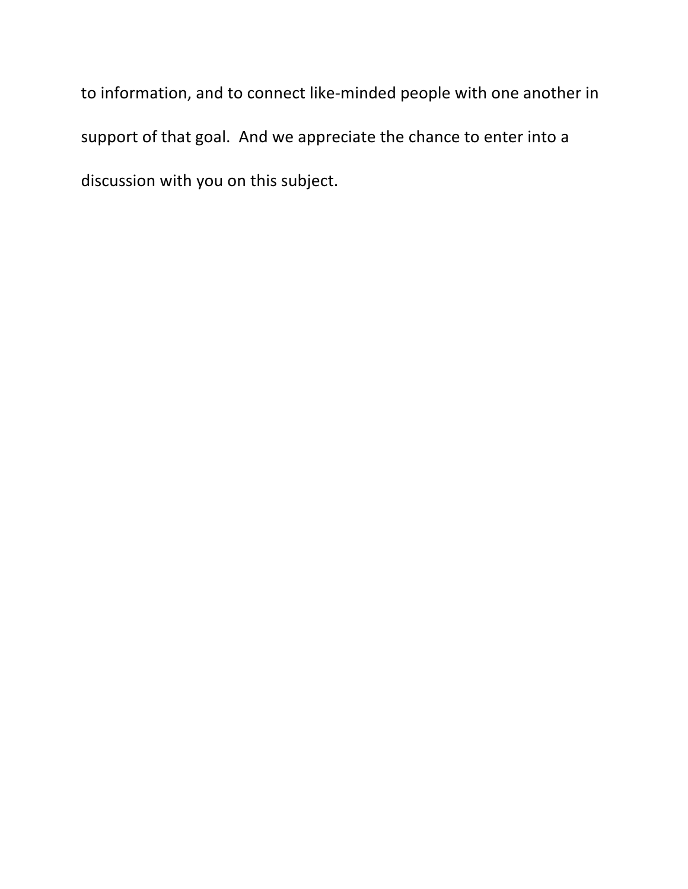to information, and to connect like-minded people with one another in support of that goal. And we appreciate the chance to enter into a discussion with you on this subject.